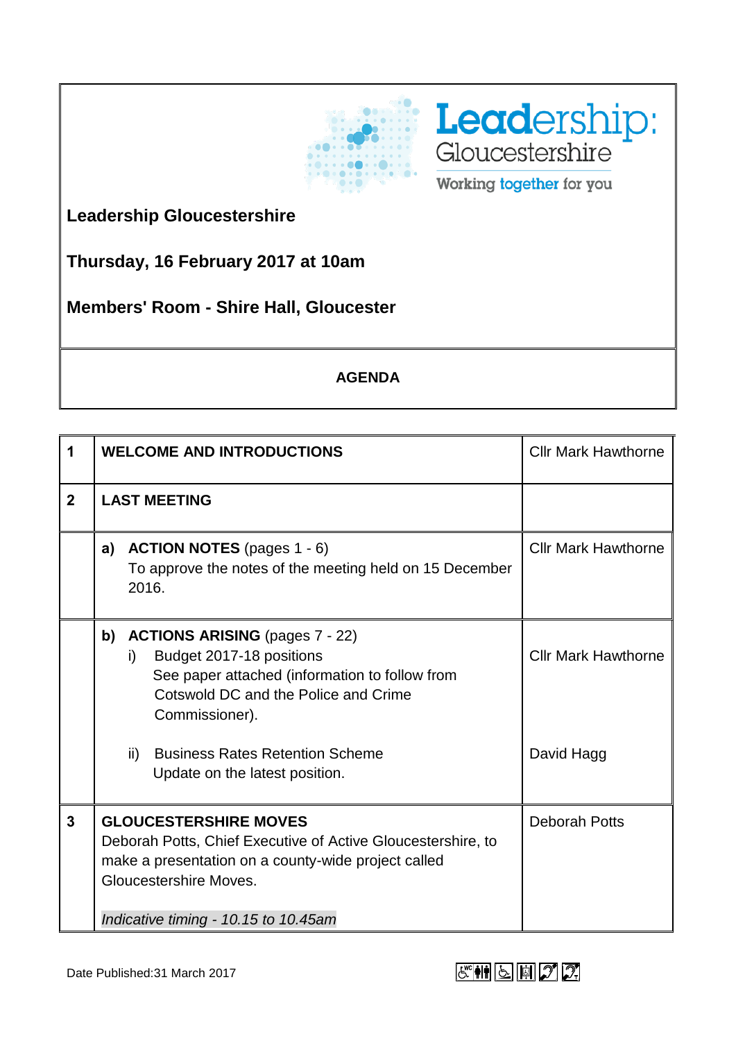Leadership: Gloucestershire

Working together for you

**Leadership Gloucestershire**

**Thursday, 16 February 2017 at 10am**

**Members' Room - Shire Hall, Gloucester**

**AGENDA**

| | | |
|---|---|---|
| **1** | **WELCOME AND INTRODUCTIONS** | Cllr Mark Hawthorne |
| **2** | **LAST MEETING** | |
| | **a) ACTION NOTES** (pages 1 - 6)<br>To approve the notes of the meeting held on 15 December 2016. | Cllr Mark Hawthorne |
| | **b) ACTIONS ARISING** (pages 7 - 22)<br>i) Budget 2017-18 positions<br>See paper attached (information to follow from Cotswold DC and the Police and Crime Commissioner).<br><br>ii) Business Rates Retention Scheme<br>Update on the latest position. | Cllr Mark Hawthorne<br><br><br><br>David Hagg |
| **3** | **GLOUCESTERSHIRE MOVES**<br>Deborah Potts, Chief Executive of Active Gloucestershire, to make a presentation on a county-wide project called Gloucestershire Moves.<br><br>*Indicative timing - 10.15 to 10.45am* | Deborah Potts |

Date Published:31 March 2017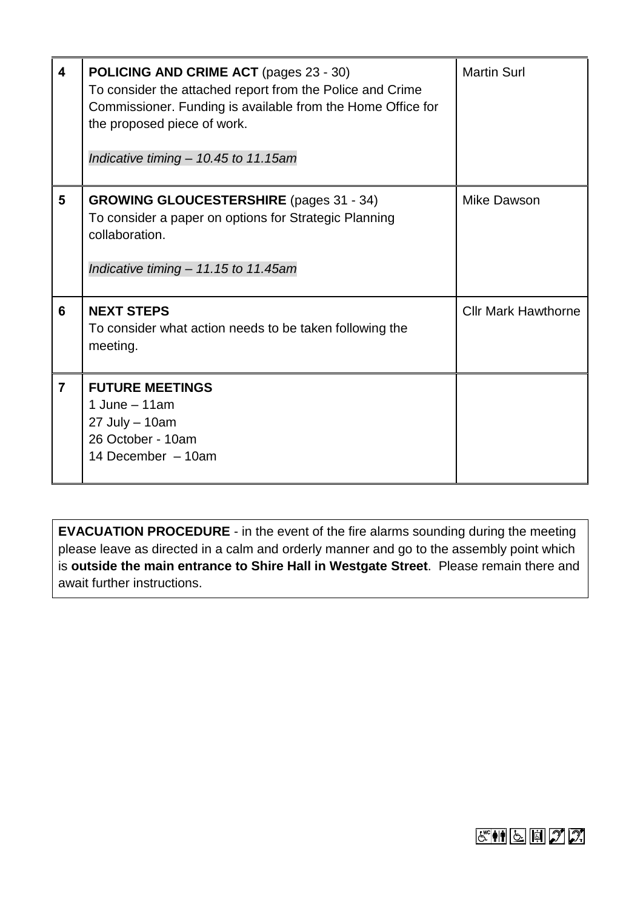| | | |
|---|---|---|
| **4** | **POLICING AND CRIME ACT** (pages 23 - 30)<br>To consider the attached report from the Police and Crime Commissioner. Funding is available from the Home Office for the proposed piece of work.<br><br>*Indicative timing – 10.45 to 11.15am* | Martin Surl |
| **5** | **GROWING GLOUCESTERSHIRE** (pages 31 - 34)<br>To consider a paper on options for Strategic Planning collaboration.<br><br>*Indicative timing – 11.15 to 11.45am* | Mike Dawson |
| **6** | **NEXT STEPS**<br>To consider what action needs to be taken following the meeting. | Cllr Mark Hawthorne |
| **7** | **FUTURE MEETINGS**<br>1 June – 11am<br>27 July – 10am<br>26 October - 10am<br>14 December – 10am | |

**EVACUATION PROCEDURE** - in the event of the fire alarms sounding during the meeting please leave as directed in a calm and orderly manner and go to the assembly point which is **outside the main entrance to Shire Hall in Westgate Street**. Please remain there and await further instructions.